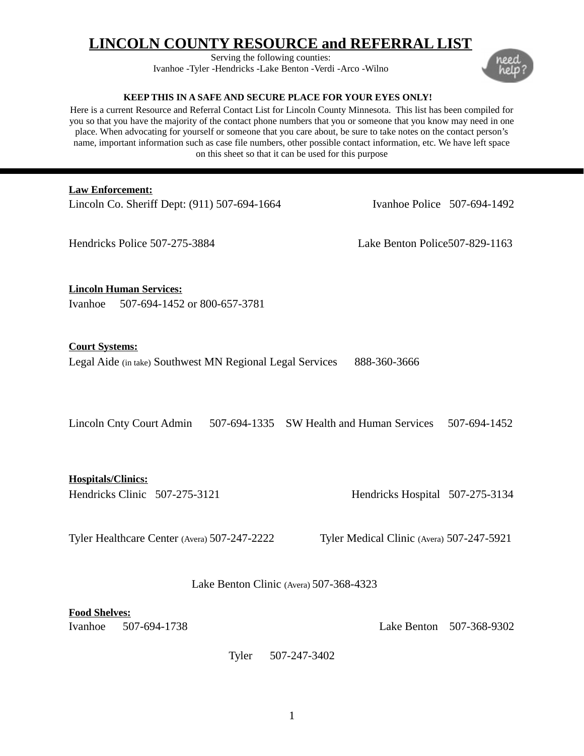# LINCOLN COUNTY RESOURCE and REFERRAL LIST

Serving the following counties:
Ivanhoe -Tyler -Hendricks -Lake Benton -Verdi -Arco -Wilno

**KEEP THIS IN A SAFE AND SECURE PLACE FOR YOUR EYES ONLY!**

Here is a current Resource and Referral Contact List for Lincoln County Minnesota. This list has been compiled for you so that you have the majority of the contact phone numbers that you or someone that you know may need in one place. When advocating for yourself or someone that you care about, be sure to take notes on the contact person's name, important information such as case file numbers, other possible contact information, etc. We have left space on this sheet so that it can be used for this purpose

---

**Law Enforcement:**

Lincoln Co. Sheriff Dept: (911) 507-694-1664

Ivanhoe Police 507-694-1492

Hendricks Police 507-275-3884

Lake Benton Police507-829-1163

**Lincoln Human Services:**

Ivanhoe 507-694-1452 or 800-657-3781

**Court Systems:**

Legal Aide (in take) Southwest MN Regional Legal Services 888-360-3666

Lincoln Cnty Court Admin 507-694-1335

SW Health and Human Services 507-694-1452

**Hospitals/Clinics:**

Hendricks Clinic 507-275-3121

Hendricks Hospital 507-275-3134

Tyler Healthcare Center (Avera) 507-247-2222

Tyler Medical Clinic (Avera) 507-247-5921

Lake Benton Clinic (Avera) 507-368-4323

**Food Shelves:**

Ivanhoe 507-694-1738

Lake Benton 507-368-9302

Tyler 507-247-3402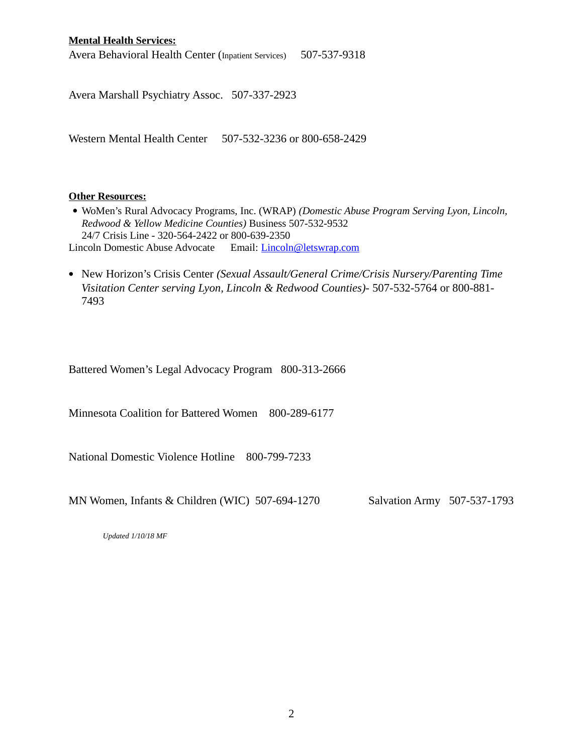**Mental Health Services:**

Avera Behavioral Health Center (Inpatient Services) 507-537-9318

Avera Marshall Psychiatry Assoc. 507-337-2923

Western Mental Health Center 507-532-3236 or 800-658-2429

**Other Resources:**

- WoMen's Rural Advocacy Programs, Inc. (WRAP) *(Domestic Abuse Program Serving Lyon, Lincoln, Redwood & Yellow Medicine Counties)* Business 507-532-9532
  24/7 Crisis Line - 320-564-2422 or 800-639-2350

Lincoln Domestic Abuse Advocate Email: Lincoln@letswrap.com

- New Horizon's Crisis Center *(Sexual Assault/General Crime/Crisis Nursery/Parenting Time Visitation Center serving Lyon, Lincoln & Redwood Counties)*- 507-532-5764 or 800-881-7493

Battered Women's Legal Advocacy Program 800-313-2666

Minnesota Coalition for Battered Women 800-289-6177

National Domestic Violence Hotline 800-799-7233

MN Women, Infants & Children (WIC) 507-694-1270

Salvation Army 507-537-1793

*Updated 1/10/18 MF*